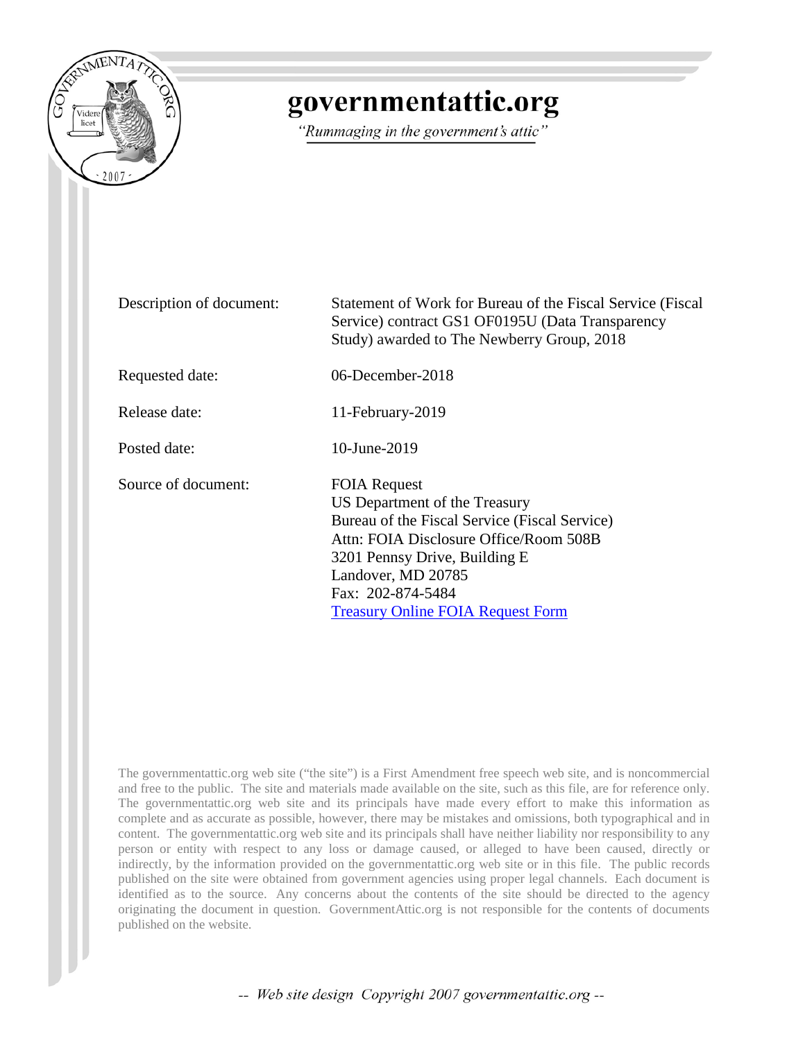# governmentattic.org

*"Rummaging in the government's attic"*

| | |
|---|---|
| Description of document: | Statement of Work for Bureau of the Fiscal Service (Fiscal Service) contract GS1 OF0195U (Data Transparency Study) awarded to The Newberry Group, 2018 |
| Requested date: | 06-December-2018 |
| Release date: | 11-February-2019 |
| Posted date: | 10-June-2019 |
| Source of document: | FOIA Request<br>US Department of the Treasury<br>Bureau of the Fiscal Service (Fiscal Service)<br>Attn: FOIA Disclosure Office/Room 508B<br>3201 Pennsy Drive, Building E<br>Landover, MD 20785<br>Fax: 202-874-5484<br>Treasury Online FOIA Request Form |

The governmentattic.org web site ("the site") is a First Amendment free speech web site, and is noncommercial and free to the public. The site and materials made available on the site, such as this file, are for reference only. The governmentattic.org web site and its principals have made every effort to make this information as complete and as accurate as possible, however, there may be mistakes and omissions, both typographical and in content. The governmentattic.org web site and its principals shall have neither liability nor responsibility to any person or entity with respect to any loss or damage caused, or alleged to have been caused, directly or indirectly, by the information provided on the governmentattic.org web site or in this file. The public records published on the site were obtained from government agencies using proper legal channels. Each document is identified as to the source. Any concerns about the contents of the site should be directed to the agency originating the document in question. GovernmentAttic.org is not responsible for the contents of documents published on the website.

-- Web site design Copyright 2007 governmentattic.org --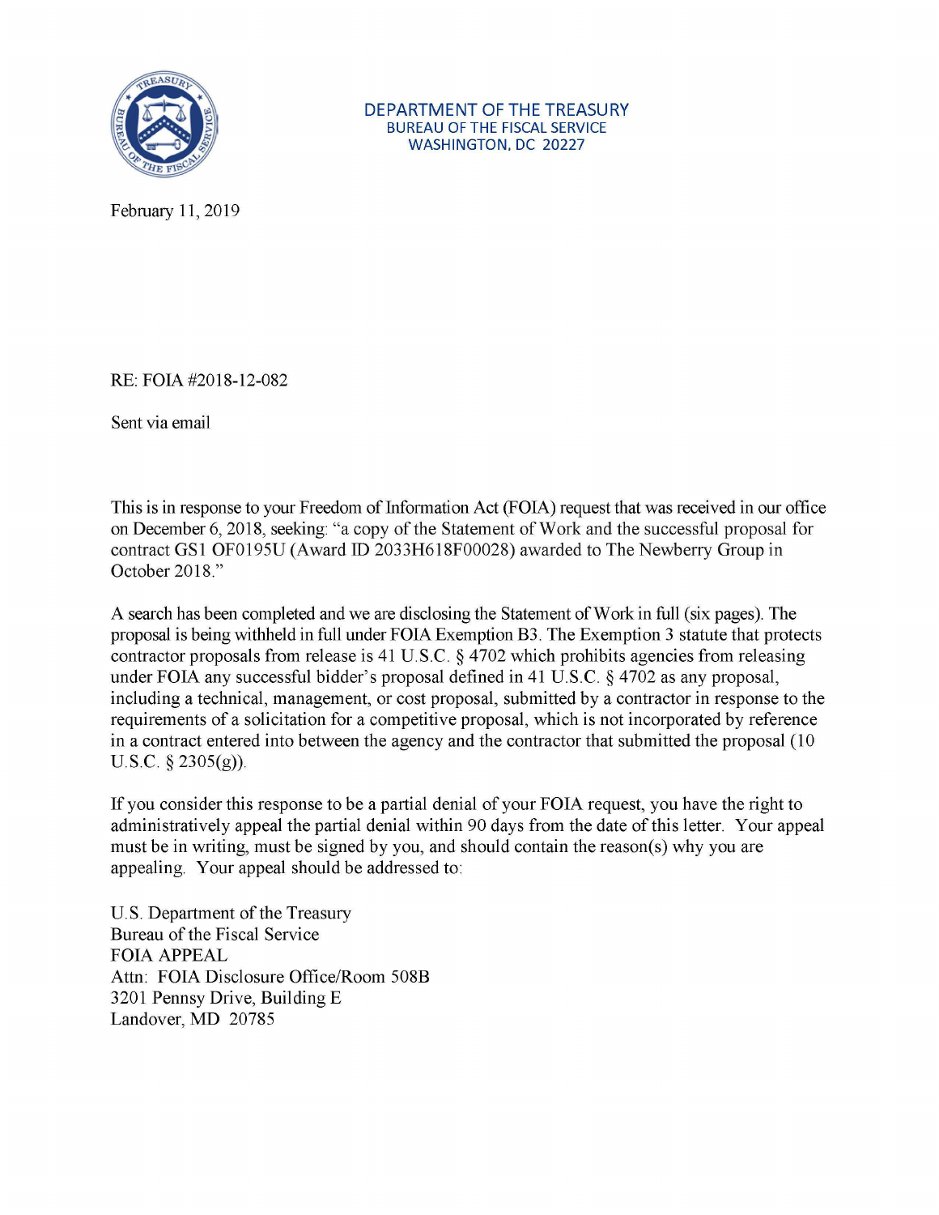DEPARTMENT OF THE TREASURY
BUREAU OF THE FISCAL SERVICE
WASHINGTON, DC 20227

February 11, 2019

RE: FOIA #2018-12-082

Sent via email

This is in response to your Freedom of Information Act (FOIA) request that was received in our office on December 6, 2018, seeking: "a copy of the Statement of Work and the successful proposal for contract GS1 OF0195U (Award ID 2033H618F00028) awarded to The Newberry Group in October 2018."

A search has been completed and we are disclosing the Statement of Work in full (six pages). The proposal is being withheld in full under FOIA Exemption B3. The Exemption 3 statute that protects contractor proposals from release is 41 U.S.C. § 4702 which prohibits agencies from releasing under FOIA any successful bidder's proposal defined in 41 U.S.C. § 4702 as any proposal, including a technical, management, or cost proposal, submitted by a contractor in response to the requirements of a solicitation for a competitive proposal, which is not incorporated by reference in a contract entered into between the agency and the contractor that submitted the proposal (10 U.S.C. § 2305(g)).

If you consider this response to be a partial denial of your FOIA request, you have the right to administratively appeal the partial denial within 90 days from the date of this letter. Your appeal must be in writing, must be signed by you, and should contain the reason(s) why you are appealing. Your appeal should be addressed to:

U.S. Department of the Treasury
Bureau of the Fiscal Service
FOIA APPEAL
Attn: FOIA Disclosure Office/Room 508B
3201 Pennsy Drive, Building E
Landover, MD 20785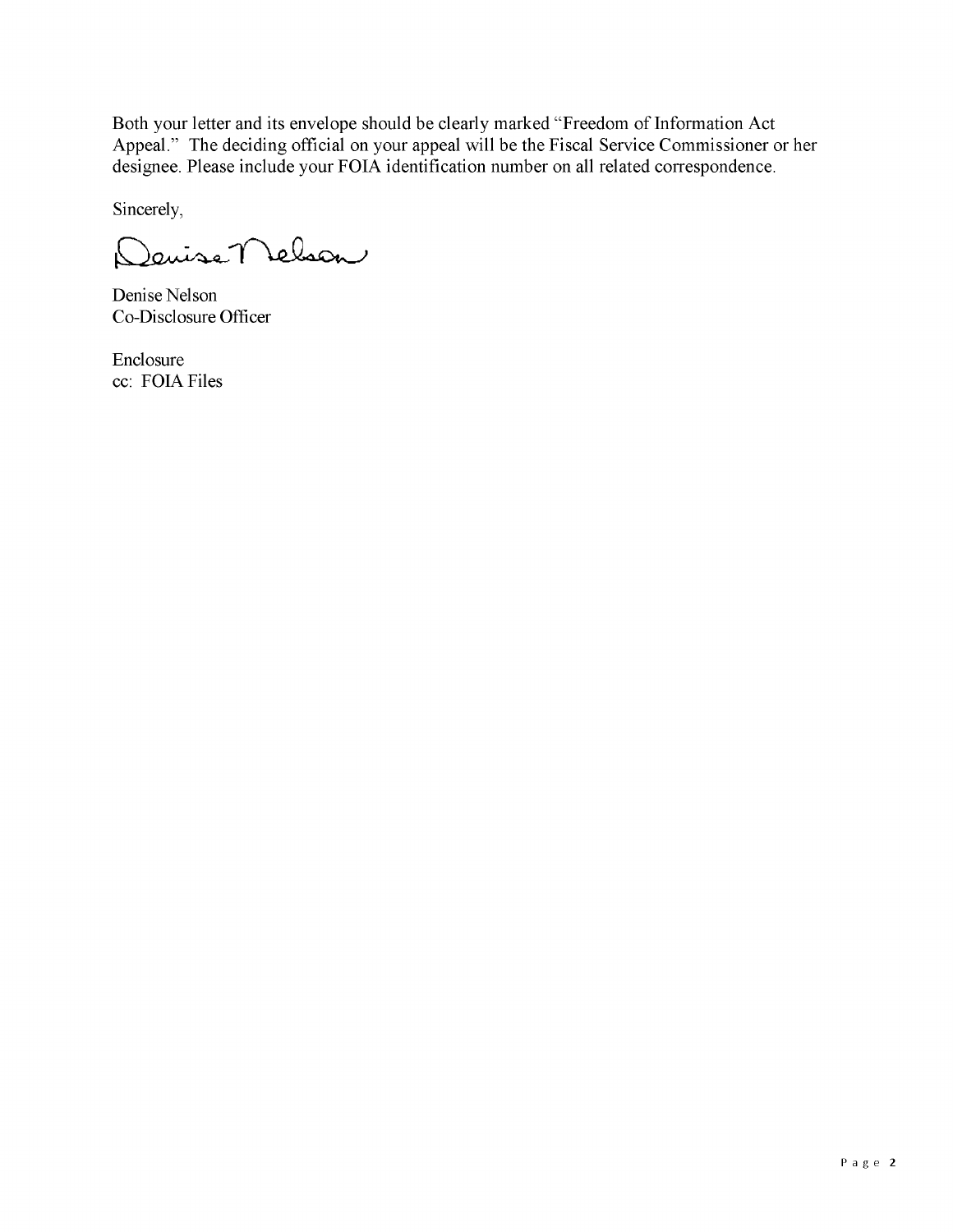Both your letter and its envelope should be clearly marked "Freedom of Information Act Appeal." The deciding official on your appeal will be the Fiscal Service Commissioner or her designee. Please include your FOIA identification number on all related correspondence.

Sincerely,

Denise Nelson

Denise Nelson
Co-Disclosure Officer

Enclosure
cc: FOIA Files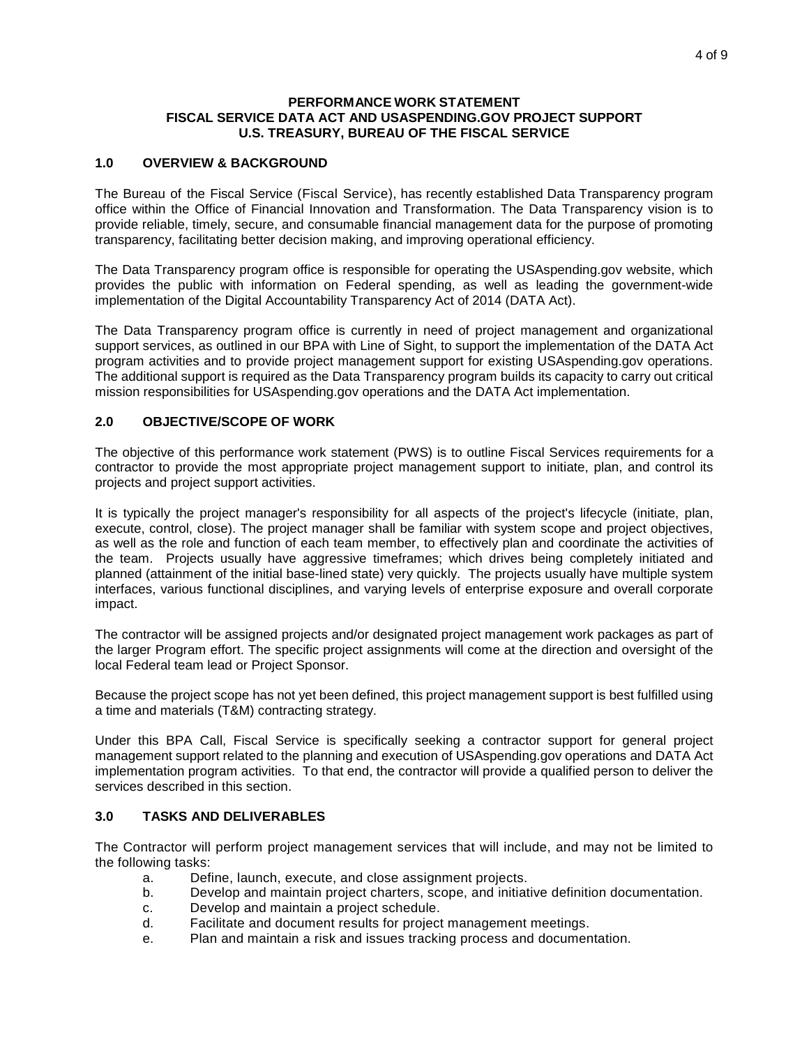**PERFORMANCE WORK STATEMENT**
**FISCAL SERVICE DATA ACT AND USASPENDING.GOV PROJECT SUPPORT**
**U.S. TREASURY, BUREAU OF THE FISCAL SERVICE**

## 1.0 OVERVIEW & BACKGROUND

The Bureau of the Fiscal Service (Fiscal Service), has recently established Data Transparency program office within the Office of Financial Innovation and Transformation. The Data Transparency vision is to provide reliable, timely, secure, and consumable financial management data for the purpose of promoting transparency, facilitating better decision making, and improving operational efficiency.

The Data Transparency program office is responsible for operating the USAspending.gov website, which provides the public with information on Federal spending, as well as leading the government-wide implementation of the Digital Accountability Transparency Act of 2014 (DATA Act).

The Data Transparency program office is currently in need of project management and organizational support services, as outlined in our BPA with Line of Sight, to support the implementation of the DATA Act program activities and to provide project management support for existing USAspending.gov operations. The additional support is required as the Data Transparency program builds its capacity to carry out critical mission responsibilities for USAspending.gov operations and the DATA Act implementation.

## 2.0 OBJECTIVE/SCOPE OF WORK

The objective of this performance work statement (PWS) is to outline Fiscal Services requirements for a contractor to provide the most appropriate project management support to initiate, plan, and control its projects and project support activities.

It is typically the project manager's responsibility for all aspects of the project's lifecycle (initiate, plan, execute, control, close). The project manager shall be familiar with system scope and project objectives, as well as the role and function of each team member, to effectively plan and coordinate the activities of the team. Projects usually have aggressive timeframes; which drives being completely initiated and planned (attainment of the initial base-lined state) very quickly. The projects usually have multiple system interfaces, various functional disciplines, and varying levels of enterprise exposure and overall corporate impact.

The contractor will be assigned projects and/or designated project management work packages as part of the larger Program effort. The specific project assignments will come at the direction and oversight of the local Federal team lead or Project Sponsor.

Because the project scope has not yet been defined, this project management support is best fulfilled using a time and materials (T&M) contracting strategy.

Under this BPA Call, Fiscal Service is specifically seeking a contractor support for general project management support related to the planning and execution of USAspending.gov operations and DATA Act implementation program activities. To that end, the contractor will provide a qualified person to deliver the services described in this section.

## 3.0 TASKS AND DELIVERABLES

The Contractor will perform project management services that will include, and may not be limited to the following tasks:

a. Define, launch, execute, and close assignment projects.
b. Develop and maintain project charters, scope, and initiative definition documentation.
c. Develop and maintain a project schedule.
d. Facilitate and document results for project management meetings.
e. Plan and maintain a risk and issues tracking process and documentation.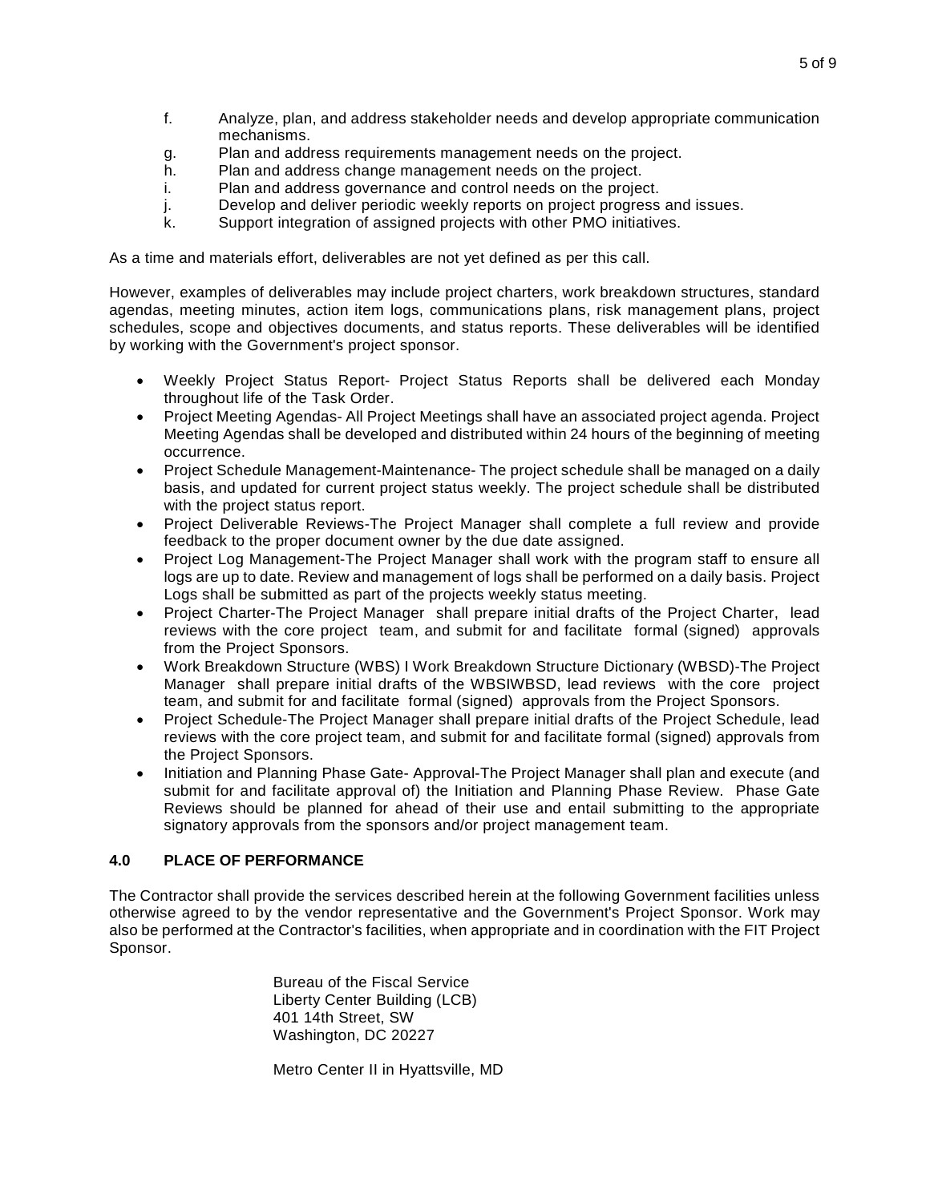f. Analyze, plan, and address stakeholder needs and develop appropriate communication mechanisms.
g. Plan and address requirements management needs on the project.
h. Plan and address change management needs on the project.
i. Plan and address governance and control needs on the project.
j. Develop and deliver periodic weekly reports on project progress and issues.
k. Support integration of assigned projects with other PMO initiatives.

As a time and materials effort, deliverables are not yet defined as per this call.

However, examples of deliverables may include project charters, work breakdown structures, standard agendas, meeting minutes, action item logs, communications plans, risk management plans, project schedules, scope and objectives documents, and status reports. These deliverables will be identified by working with the Government's project sponsor.

- Weekly Project Status Report- Project Status Reports shall be delivered each Monday throughout life of the Task Order.
- Project Meeting Agendas- All Project Meetings shall have an associated project agenda. Project Meeting Agendas shall be developed and distributed within 24 hours of the beginning of meeting occurrence.
- Project Schedule Management-Maintenance- The project schedule shall be managed on a daily basis, and updated for current project status weekly. The project schedule shall be distributed with the project status report.
- Project Deliverable Reviews-The Project Manager shall complete a full review and provide feedback to the proper document owner by the due date assigned.
- Project Log Management-The Project Manager shall work with the program staff to ensure all logs are up to date. Review and management of logs shall be performed on a daily basis. Project Logs shall be submitted as part of the projects weekly status meeting.
- Project Charter-The Project Manager shall prepare initial drafts of the Project Charter, lead reviews with the core project team, and submit for and facilitate formal (signed) approvals from the Project Sponsors.
- Work Breakdown Structure (WBS) I Work Breakdown Structure Dictionary (WBSD)-The Project Manager shall prepare initial drafts of the WBSIWBSD, lead reviews with the core project team, and submit for and facilitate formal (signed) approvals from the Project Sponsors.
- Project Schedule-The Project Manager shall prepare initial drafts of the Project Schedule, lead reviews with the core project team, and submit for and facilitate formal (signed) approvals from the Project Sponsors.
- Initiation and Planning Phase Gate- Approval-The Project Manager shall plan and execute (and submit for and facilitate approval of) the Initiation and Planning Phase Review. Phase Gate Reviews should be planned for ahead of their use and entail submitting to the appropriate signatory approvals from the sponsors and/or project management team.

## 4.0 PLACE OF PERFORMANCE

The Contractor shall provide the services described herein at the following Government facilities unless otherwise agreed to by the vendor representative and the Government's Project Sponsor. Work may also be performed at the Contractor's facilities, when appropriate and in coordination with the FIT Project Sponsor.

Bureau of the Fiscal Service
Liberty Center Building (LCB)
401 14th Street, SW
Washington, DC 20227

Metro Center II in Hyattsville, MD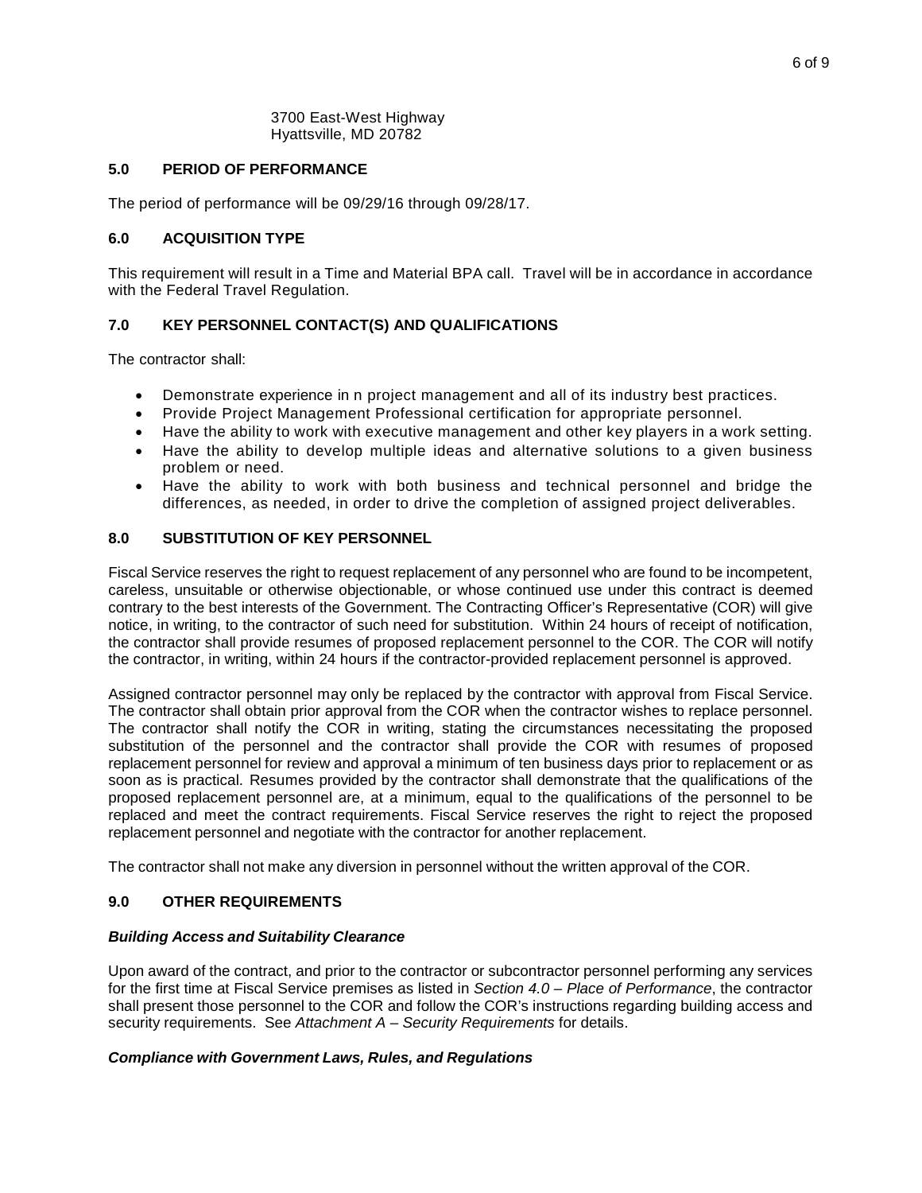3700 East-West Highway
Hyattsville, MD 20782

## 5.0 PERIOD OF PERFORMANCE

The period of performance will be 09/29/16 through 09/28/17.

## 6.0 ACQUISITION TYPE

This requirement will result in a Time and Material BPA call. Travel will be in accordance in accordance with the Federal Travel Regulation.

## 7.0 KEY PERSONNEL CONTACT(S) AND QUALIFICATIONS

The contractor shall:

- Demonstrate experience in n project management and all of its industry best practices.
- Provide Project Management Professional certification for appropriate personnel.
- Have the ability to work with executive management and other key players in a work setting.
- Have the ability to develop multiple ideas and alternative solutions to a given business problem or need.
- Have the ability to work with both business and technical personnel and bridge the differences, as needed, in order to drive the completion of assigned project deliverables.

## 8.0 SUBSTITUTION OF KEY PERSONNEL

Fiscal Service reserves the right to request replacement of any personnel who are found to be incompetent, careless, unsuitable or otherwise objectionable, or whose continued use under this contract is deemed contrary to the best interests of the Government. The Contracting Officer's Representative (COR) will give notice, in writing, to the contractor of such need for substitution. Within 24 hours of receipt of notification, the contractor shall provide resumes of proposed replacement personnel to the COR. The COR will notify the contractor, in writing, within 24 hours if the contractor-provided replacement personnel is approved.

Assigned contractor personnel may only be replaced by the contractor with approval from Fiscal Service. The contractor shall obtain prior approval from the COR when the contractor wishes to replace personnel. The contractor shall notify the COR in writing, stating the circumstances necessitating the proposed substitution of the personnel and the contractor shall provide the COR with resumes of proposed replacement personnel for review and approval a minimum of ten business days prior to replacement or as soon as is practical. Resumes provided by the contractor shall demonstrate that the qualifications of the proposed replacement personnel are, at a minimum, equal to the qualifications of the personnel to be replaced and meet the contract requirements. Fiscal Service reserves the right to reject the proposed replacement personnel and negotiate with the contractor for another replacement.

The contractor shall not make any diversion in personnel without the written approval of the COR.

## 9.0 OTHER REQUIREMENTS

***Building Access and Suitability Clearance***

Upon award of the contract, and prior to the contractor or subcontractor personnel performing any services for the first time at Fiscal Service premises as listed in *Section 4.0 – Place of Performance*, the contractor shall present those personnel to the COR and follow the COR's instructions regarding building access and security requirements. See *Attachment A – Security Requirements* for details.

***Compliance with Government Laws, Rules, and Regulations***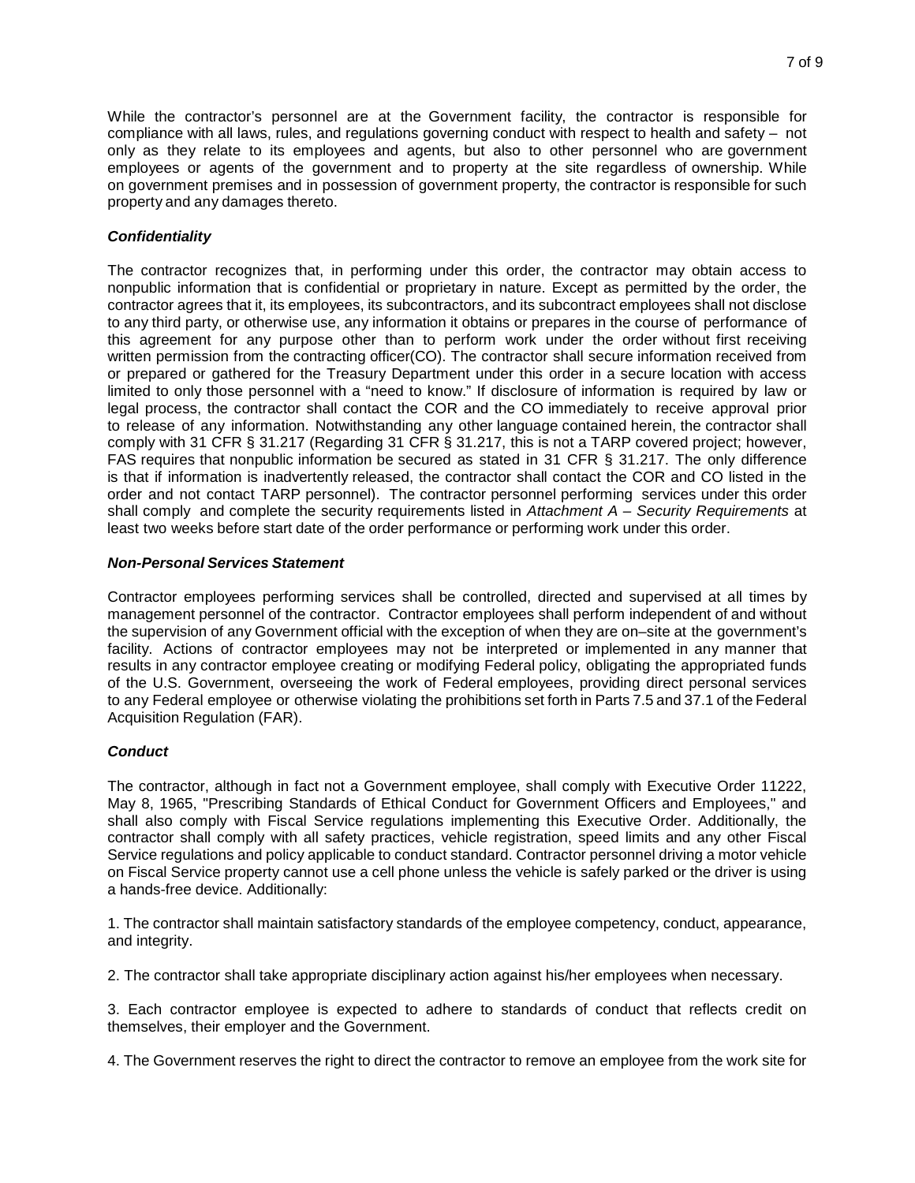While the contractor's personnel are at the Government facility, the contractor is responsible for compliance with all laws, rules, and regulations governing conduct with respect to health and safety – not only as they relate to its employees and agents, but also to other personnel who are government employees or agents of the government and to property at the site regardless of ownership. While on government premises and in possession of government property, the contractor is responsible for such property and any damages thereto.

***Confidentiality***

The contractor recognizes that, in performing under this order, the contractor may obtain access to nonpublic information that is confidential or proprietary in nature. Except as permitted by the order, the contractor agrees that it, its employees, its subcontractors, and its subcontract employees shall not disclose to any third party, or otherwise use, any information it obtains or prepares in the course of performance of this agreement for any purpose other than to perform work under the order without first receiving written permission from the contracting officer(CO). The contractor shall secure information received from or prepared or gathered for the Treasury Department under this order in a secure location with access limited to only those personnel with a "need to know." If disclosure of information is required by law or legal process, the contractor shall contact the COR and the CO immediately to receive approval prior to release of any information. Notwithstanding any other language contained herein, the contractor shall comply with 31 CFR § 31.217 (Regarding 31 CFR § 31.217, this is not a TARP covered project; however, FAS requires that nonpublic information be secured as stated in 31 CFR § 31.217. The only difference is that if information is inadvertently released, the contractor shall contact the COR and CO listed in the order and not contact TARP personnel). The contractor personnel performing services under this order shall comply and complete the security requirements listed in *Attachment A – Security Requirements* at least two weeks before start date of the order performance or performing work under this order.

***Non-Personal Services Statement***

Contractor employees performing services shall be controlled, directed and supervised at all times by management personnel of the contractor. Contractor employees shall perform independent of and without the supervision of any Government official with the exception of when they are on–site at the government's facility. Actions of contractor employees may not be interpreted or implemented in any manner that results in any contractor employee creating or modifying Federal policy, obligating the appropriated funds of the U.S. Government, overseeing the work of Federal employees, providing direct personal services to any Federal employee or otherwise violating the prohibitions set forth in Parts 7.5 and 37.1 of the Federal Acquisition Regulation (FAR).

***Conduct***

The contractor, although in fact not a Government employee, shall comply with Executive Order 11222, May 8, 1965, "Prescribing Standards of Ethical Conduct for Government Officers and Employees," and shall also comply with Fiscal Service regulations implementing this Executive Order. Additionally, the contractor shall comply with all safety practices, vehicle registration, speed limits and any other Fiscal Service regulations and policy applicable to conduct standard. Contractor personnel driving a motor vehicle on Fiscal Service property cannot use a cell phone unless the vehicle is safely parked or the driver is using a hands-free device. Additionally:

1. The contractor shall maintain satisfactory standards of the employee competency, conduct, appearance, and integrity.

2. The contractor shall take appropriate disciplinary action against his/her employees when necessary.

3. Each contractor employee is expected to adhere to standards of conduct that reflects credit on themselves, their employer and the Government.

4. The Government reserves the right to direct the contractor to remove an employee from the work site for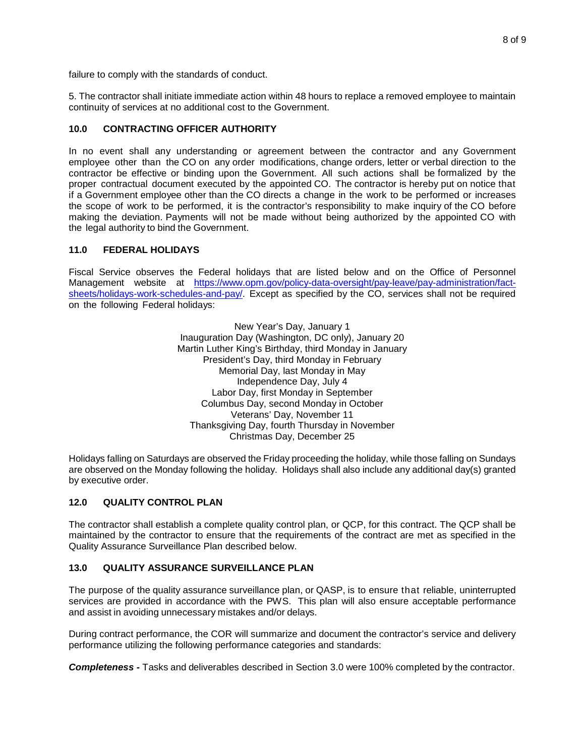failure to comply with the standards of conduct.

5. The contractor shall initiate immediate action within 48 hours to replace a removed employee to maintain continuity of services at no additional cost to the Government.

## 10.0 CONTRACTING OFFICER AUTHORITY

In no event shall any understanding or agreement between the contractor and any Government employee other than the CO on any order modifications, change orders, letter or verbal direction to the contractor be effective or binding upon the Government. All such actions shall be formalized by the proper contractual document executed by the appointed CO. The contractor is hereby put on notice that if a Government employee other than the CO directs a change in the work to be performed or increases the scope of work to be performed, it is the contractor's responsibility to make inquiry of the CO before making the deviation. Payments will not be made without being authorized by the appointed CO with the legal authority to bind the Government.

## 11.0 FEDERAL HOLIDAYS

Fiscal Service observes the Federal holidays that are listed below and on the Office of Personnel Management website at [https://www.opm.gov/policy-data-oversight/pay-leave/pay-administration/fact-sheets/holidays-work-schedules-and-pay/](https://www.opm.gov/policy-data-oversight/pay-leave/pay-administration/fact-sheets/holidays-work-schedules-and-pay/). Except as specified by the CO, services shall not be required on the following Federal holidays:

New Year's Day, January 1
Inauguration Day (Washington, DC only), January 20
Martin Luther King's Birthday, third Monday in January
President's Day, third Monday in February
Memorial Day, last Monday in May
Independence Day, July 4
Labor Day, first Monday in September
Columbus Day, second Monday in October
Veterans' Day, November 11
Thanksgiving Day, fourth Thursday in November
Christmas Day, December 25

Holidays falling on Saturdays are observed the Friday proceeding the holiday, while those falling on Sundays are observed on the Monday following the holiday. Holidays shall also include any additional day(s) granted by executive order.

## 12.0 QUALITY CONTROL PLAN

The contractor shall establish a complete quality control plan, or QCP, for this contract. The QCP shall be maintained by the contractor to ensure that the requirements of the contract are met as specified in the Quality Assurance Surveillance Plan described below.

## 13.0 QUALITY ASSURANCE SURVEILLANCE PLAN

The purpose of the quality assurance surveillance plan, or QASP, is to ensure that reliable, uninterrupted services are provided in accordance with the PWS. This plan will also ensure acceptable performance and assist in avoiding unnecessary mistakes and/or delays.

During contract performance, the COR will summarize and document the contractor's service and delivery performance utilizing the following performance categories and standards:

***Completeness -*** Tasks and deliverables described in Section 3.0 were 100% completed by the contractor.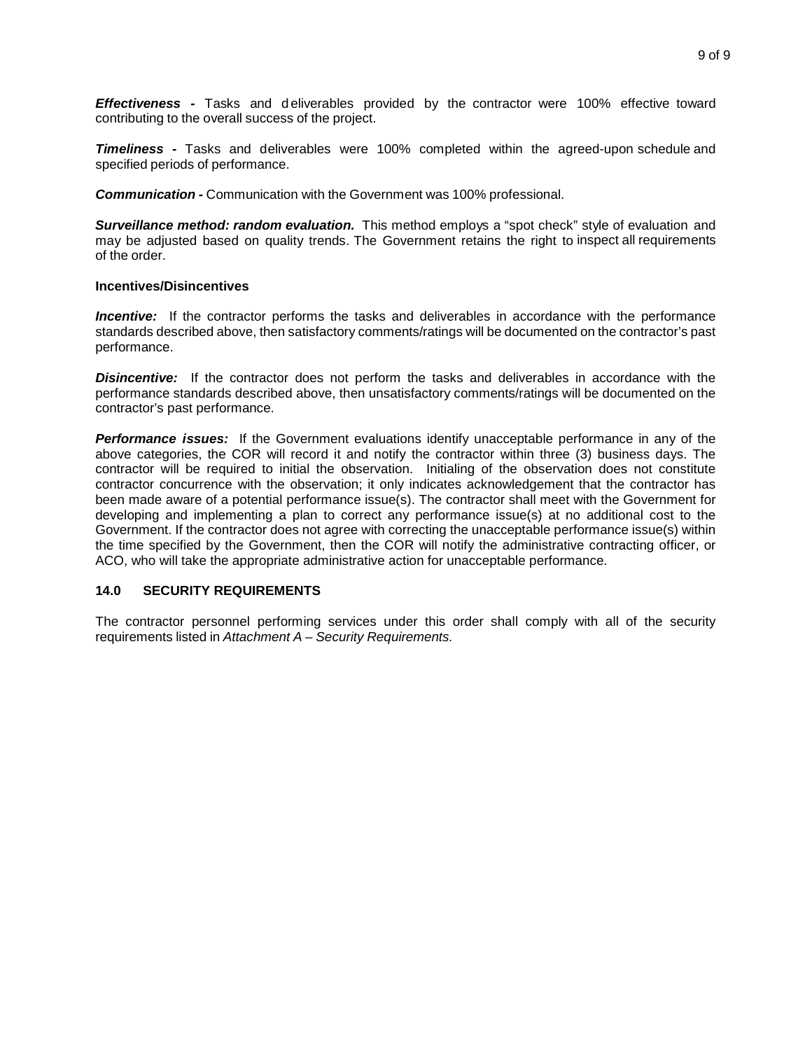***Effectiveness -*** Tasks and deliverables provided by the contractor were 100% effective toward contributing to the overall success of the project.

***Timeliness -*** Tasks and deliverables were 100% completed within the agreed-upon schedule and specified periods of performance.

***Communication -*** Communication with the Government was 100% professional.

***Surveillance method: random evaluation.*** This method employs a "spot check" style of evaluation and may be adjusted based on quality trends. The Government retains the right to inspect all requirements of the order.

**Incentives/Disincentives**

***Incentive:*** If the contractor performs the tasks and deliverables in accordance with the performance standards described above, then satisfactory comments/ratings will be documented on the contractor's past performance.

***Disincentive:*** If the contractor does not perform the tasks and deliverables in accordance with the performance standards described above, then unsatisfactory comments/ratings will be documented on the contractor's past performance.

***Performance issues:*** If the Government evaluations identify unacceptable performance in any of the above categories, the COR will record it and notify the contractor within three (3) business days. The contractor will be required to initial the observation. Initialing of the observation does not constitute contractor concurrence with the observation; it only indicates acknowledgement that the contractor has been made aware of a potential performance issue(s). The contractor shall meet with the Government for developing and implementing a plan to correct any performance issue(s) at no additional cost to the Government. If the contractor does not agree with correcting the unacceptable performance issue(s) within the time specified by the Government, then the COR will notify the administrative contracting officer, or ACO, who will take the appropriate administrative action for unacceptable performance.

## 14.0 SECURITY REQUIREMENTS

The contractor personnel performing services under this order shall comply with all of the security requirements listed in *Attachment A – Security Requirements.*